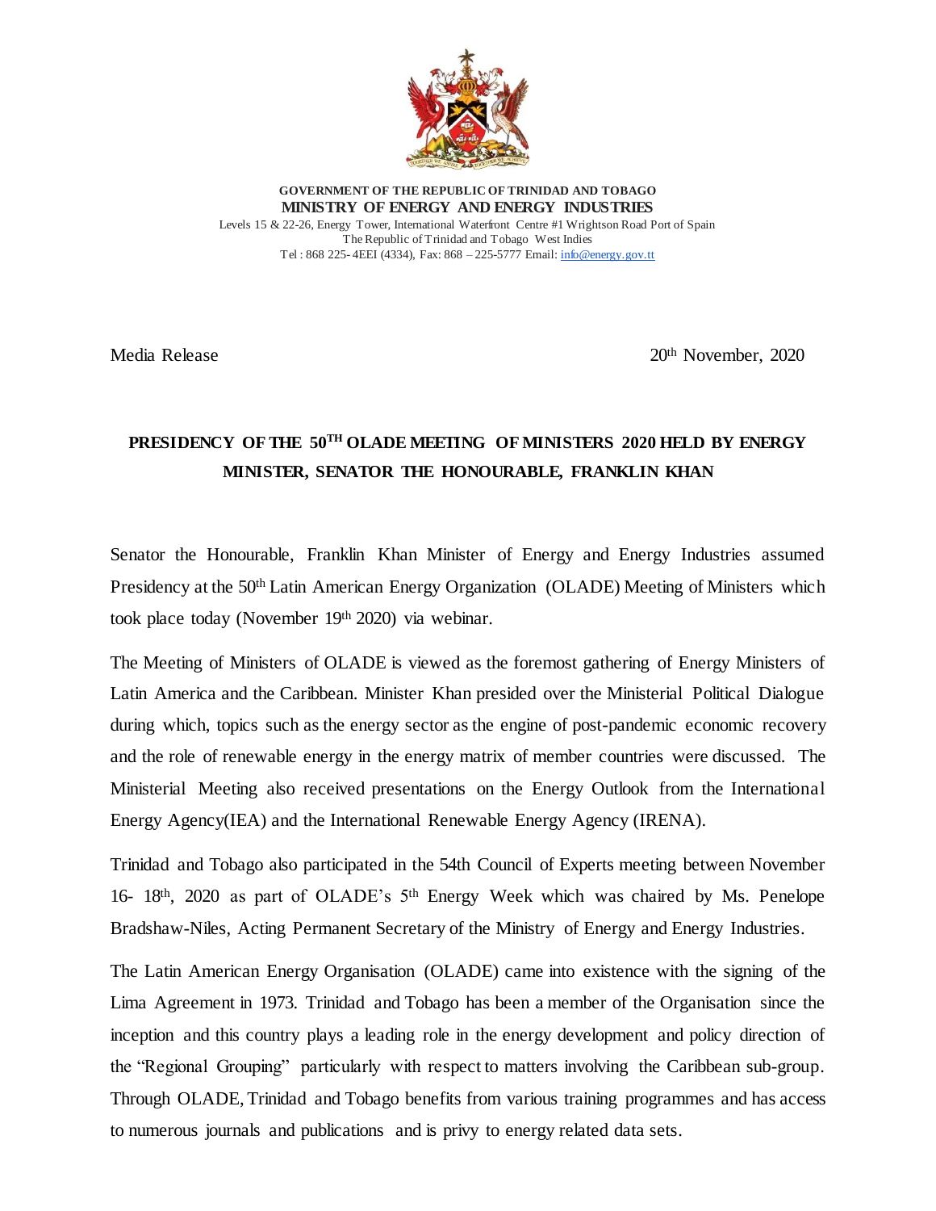**GOVERNMENT OF THE REPUBLIC OF TRINIDAD AND TOBAGO**
**MINISTRY OF ENERGY AND ENERGY INDUSTRIES**
Levels 15 & 22-26, Energy Tower, International Waterfront Centre #1 Wrightson Road Port of Spain
The Republic of Trinidad and Tobago West Indies
Tel : 868 225- 4EEI (4334), Fax: 868 – 225-5777 Email: info@energy.gov.tt

Media Release 20th November, 2020

# PRESIDENCY OF THE 50TH OLADE MEETING OF MINISTERS 2020 HELD BY ENERGY MINISTER, SENATOR THE HONOURABLE, FRANKLIN KHAN

Senator the Honourable, Franklin Khan Minister of Energy and Energy Industries assumed Presidency at the 50th Latin American Energy Organization (OLADE) Meeting of Ministers which took place today (November 19th 2020) via webinar.

The Meeting of Ministers of OLADE is viewed as the foremost gathering of Energy Ministers of Latin America and the Caribbean. Minister Khan presided over the Ministerial Political Dialogue during which, topics such as the energy sector as the engine of post-pandemic economic recovery and the role of renewable energy in the energy matrix of member countries were discussed. The Ministerial Meeting also received presentations on the Energy Outlook from the International Energy Agency(IEA) and the International Renewable Energy Agency (IRENA).

Trinidad and Tobago also participated in the 54th Council of Experts meeting between November 16- 18th, 2020 as part of OLADE's 5th Energy Week which was chaired by Ms. Penelope Bradshaw-Niles, Acting Permanent Secretary of the Ministry of Energy and Energy Industries.

The Latin American Energy Organisation (OLADE) came into existence with the signing of the Lima Agreement in 1973. Trinidad and Tobago has been a member of the Organisation since the inception and this country plays a leading role in the energy development and policy direction of the "Regional Grouping" particularly with respect to matters involving the Caribbean sub-group. Through OLADE, Trinidad and Tobago benefits from various training programmes and has access to numerous journals and publications and is privy to energy related data sets.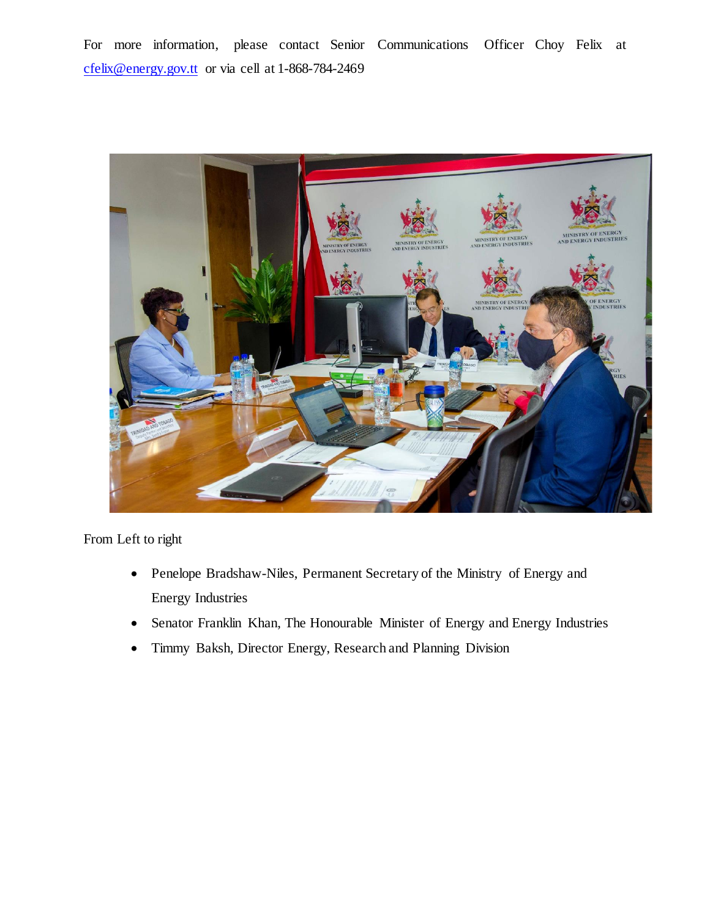For more information, please contact Senior Communications Officer Choy Felix at cfelix@energy.gov.tt or via cell at 1-868-784-2469

From Left to right

- Penelope Bradshaw-Niles, Permanent Secretary of the Ministry of Energy and Energy Industries
- Senator Franklin Khan, The Honourable Minister of Energy and Energy Industries
- Timmy Baksh, Director Energy, Research and Planning Division